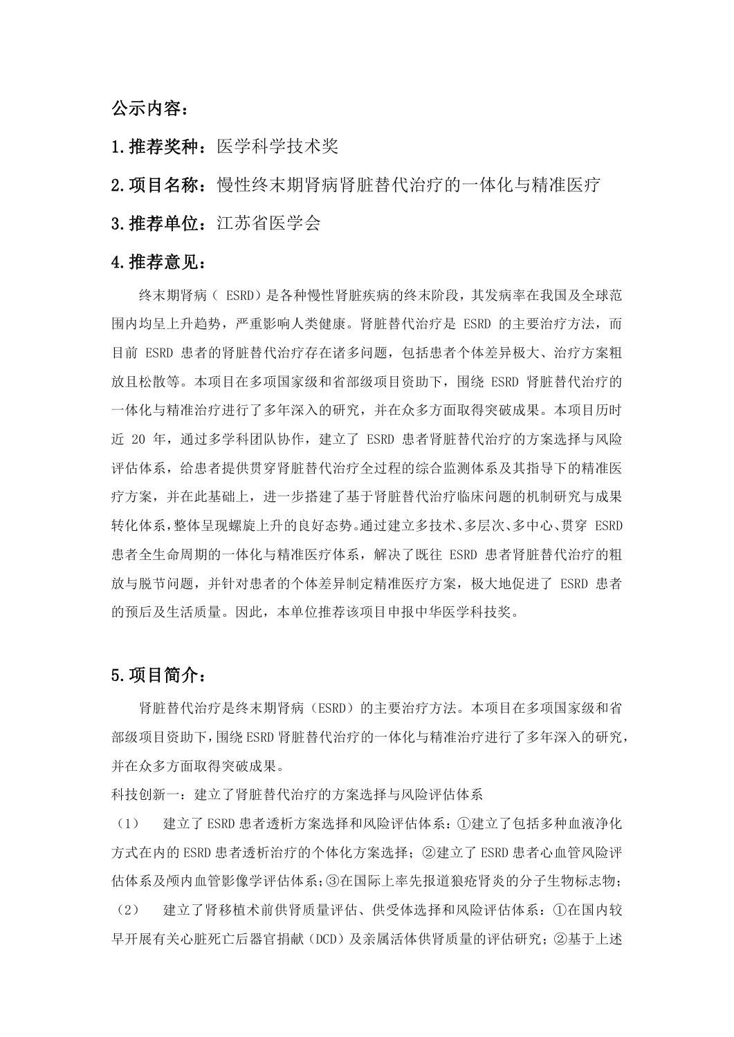**公示内容：**

**1.推荐奖种：**医学科学技术奖

**2.项目名称：**慢性终末期肾病肾脏替代治疗的一体化与精准医疗

**3.推荐单位：**江苏省医学会

**4.推荐意见：**

终末期肾病（ ESRD）是各种慢性肾脏疾病的终末阶段，其发病率在我国及全球范围内均呈上升趋势，严重影响人类健康。肾脏替代治疗是 ESRD 的主要治疗方法，而目前 ESRD 患者的肾脏替代治疗存在诸多问题，包括患者个体差异极大、治疗方案粗放且松散等。本项目在多项国家级和省部级项目资助下，围绕 ESRD 肾脏替代治疗的一体化与精准治疗进行了多年深入的研究，并在众多方面取得突破成果。本项目历时近 20 年，通过多学科团队协作，建立了 ESRD 患者肾脏替代治疗的方案选择与风险评估体系，给患者提供贯穿肾脏替代治疗全过程的综合监测体系及其指导下的精准医疗方案，并在此基础上，进一步搭建了基于肾脏替代治疗临床问题的机制研究与成果转化体系，整体呈现螺旋上升的良好态势。通过建立多技术、多层次、多中心、贯穿 ESRD 患者全生命周期的一体化与精准医疗体系，解决了既往 ESRD 患者肾脏替代治疗的粗放与脱节问题，并针对患者的个体差异制定精准医疗方案，极大地促进了 ESRD 患者的预后及生活质量。因此，本单位推荐该项目申报中华医学科技奖。

**5.项目简介：**

肾脏替代治疗是终末期肾病（ESRD）的主要治疗方法。本项目在多项国家级和省部级项目资助下，围绕ESRD肾脏替代治疗的一体化与精准治疗进行了多年深入的研究，并在众多方面取得突破成果。

科技创新一：建立了肾脏替代治疗的方案选择与风险评估体系

（1） 建立了ESRD患者透析方案选择和风险评估体系：①建立了包括多种血液净化方式在内的ESRD患者透析治疗的个体化方案选择；②建立了ESRD患者心血管风险评估体系及颅内血管影像学评估体系；③在国际上率先报道狼疮肾炎的分子生物标志物；

（2） 建立了肾移植术前供肾质量评估、供受体选择和风险评估体系：①在国内较早开展有关心脏死亡后器官捐献（DCD）及亲属活体供肾质量的评估研究；②基于上述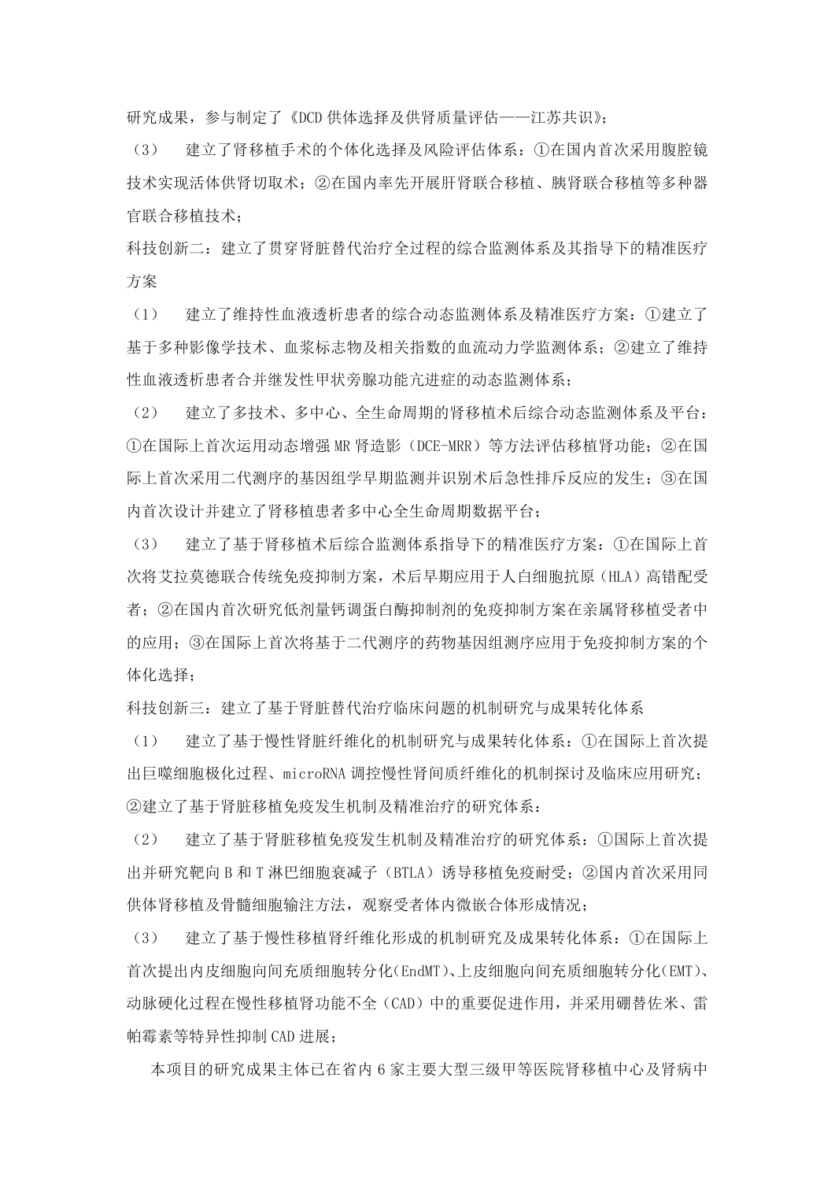研究成果，参与制定了《DCD 供体选择及供肾质量评估——江苏共识》；

（3） 建立了肾移植手术的个体化选择及风险评估体系：①在国内首次采用腹腔镜技术实现活体供肾切取术；②在国内率先开展肝肾联合移植、胰肾联合移植等多种器官联合移植技术；

科技创新二：建立了贯穿肾脏替代治疗全过程的综合监测体系及其指导下的精准医疗方案

（1） 建立了维持性血液透析患者的综合动态监测体系及精准医疗方案：①建立了基于多种影像学技术、血浆标志物及相关指数的血流动力学监测体系；②建立了维持性血液透析患者合并继发性甲状旁腺功能亢进症的动态监测体系；

（2） 建立了多技术、多中心、全生命周期的肾移植术后综合动态监测体系及平台：①在国际上首次运用动态增强 MR 肾造影（DCE-MRR）等方法评估移植肾功能；②在国际上首次采用二代测序的基因组学早期监测并识别术后急性排斥反应的发生；③在国内首次设计并建立了肾移植患者多中心全生命周期数据平台；

（3） 建立了基于肾移植术后综合监测体系指导下的精准医疗方案：①在国际上首次将艾拉莫德联合传统免疫抑制方案，术后早期应用于人白细胞抗原（HLA）高错配受者；②在国内首次研究低剂量钙调蛋白酶抑制剂的免疫抑制方案在亲属肾移植受者中的应用；③在国际上首次将基于二代测序的药物基因组测序应用于免疫抑制方案的个体化选择；

科技创新三：建立了基于肾脏替代治疗临床问题的机制研究与成果转化体系

（1） 建立了基于慢性肾脏纤维化的机制研究与成果转化体系：①在国际上首次提出巨噬细胞极化过程、microRNA 调控慢性肾间质纤维化的机制探讨及临床应用研究；②建立了基于肾脏移植免疫发生机制及精准治疗的研究体系：

（2） 建立了基于肾脏移植免疫发生机制及精准治疗的研究体系：①国际上首次提出并研究靶向 B 和 T 淋巴细胞衰减子（BTLA）诱导移植免疫耐受；②国内首次采用同供体肾移植及骨髓细胞输注方法，观察受者体内微嵌合体形成情况；

（3） 建立了基于慢性移植肾纤维化形成的机制研究及成果转化体系：①在国际上首次提出内皮细胞向间充质细胞转分化(EndMT)、上皮细胞向间充质细胞转分化(EMT)、动脉硬化过程在慢性移植肾功能不全（CAD）中的重要促进作用，并采用硼替佐米、雷帕霉素等特异性抑制 CAD 进展；

本项目的研究成果主体已在省内 6 家主要大型三级甲等医院肾移植中心及肾病中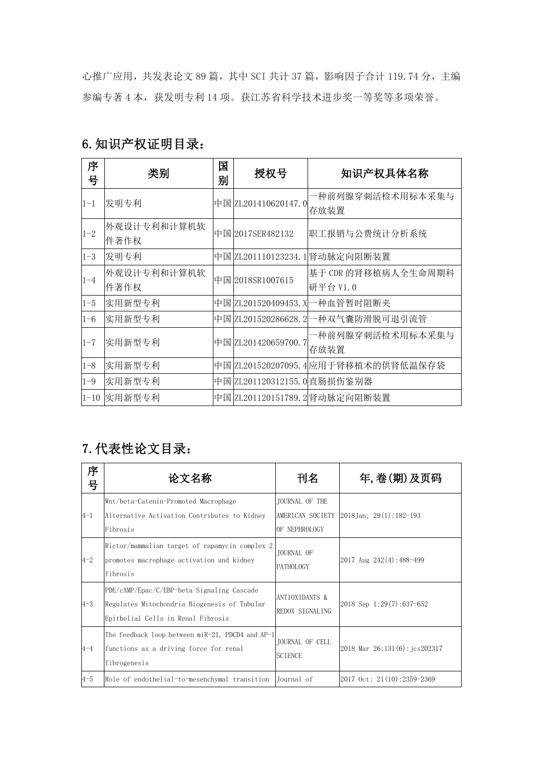心推广应用，共发表论文 89 篇，其中 SCI 共计 37 篇，影响因子合计 119.74 分，主编参编专著 4 本，获发明专利 14 项。获江苏省科学技术进步奖一等奖等多项荣誉。

## 6.知识产权证明目录：

| 序号 | 类别 | 国别 | 授权号 | 知识产权具体名称 |
|---|---|---|---|---|
| 1-1 | 发明专利 | 中国 | ZL201410620147.0 | 一种前列腺穿刺活检术用标本采集与存放装置 |
| 1-2 | 外观设计专利和计算机软件著作权 | 中国 | 2017SER482132 | 职工报销与公费统计分析系统 |
| 1-3 | 发明专利 | 中国 | ZL201110123234.1 | 肾动脉定向阻断装置 |
| 1-4 | 外观设计专利和计算机软件著作权 | 中国 | 2018SR1007615 | 基于 CDR 的肾移植病人全生命周期科研平台 V1.0 |
| 1-5 | 实用新型专利 | 中国 | ZL201520409453.X | 一种血管暂时阻断夹 |
| 1-6 | 实用新型专利 | 中国 | ZL201520286628.2 | 一种双气囊防滑脱可退引流管 |
| 1-7 | 实用新型专利 | 中国 | ZL201420659700.7 | 一种前列腺穿刺活检术用标本采集与存放装置 |
| 1-8 | 实用新型专利 | 中国 | ZL201520207095.4 | 应用于肾移植术的供肾低温保存袋 |
| 1-9 | 实用新型专利 | 中国 | ZL201120312155.0 | 直肠损伤鉴别器 |
| 1-10 | 实用新型专利 | 中国 | ZL201120151789.2 | 肾动脉定向阻断装置 |

## 7.代表性论文目录：

| 序号 | 论文名称 | 刊名 | 年,卷(期)及页码 |
|---|---|---|---|
| 4-1 | Wnt/beta-Catenin-Promoted Macrophage Alternative Activation Contributes to Kidney Fibrosis | JOURNAL OF THE AMERICAN SOCIETY OF NEPHROLOGY | 2018Jan; 29(1):182-193 |
| 4-2 | Rictor/mammalian target of rapamycin complex 2 promotes macrophage activation and kidney fibrosis | JOURNAL OF PATHOLOGY | 2017 Aug 242(4):488-499 |
| 4-3 | PDE/cAMP/Epac/C/EBP-beta Signaling Cascade Regulates Mitochondria Biogenesis of Tubular Epithelial Cells in Renal Fibrosis | ANTIOXIDANTS & REDOX SIGNALING | 2018 Sep 1;29(7):637-652 |
| 4-4 | The feedback loop between miR-21, PDCD4 and AP-1 functions as a driving force for renal fibrogenesis | JOURNAL OF CELL SCIENCE | 2018 Mar 26;131(6):jcs202317 |
| 4-5 | Role of endothelial-to-mesenchymal transition | Journal of | 2017 Oct; 21(10):2359-2369 |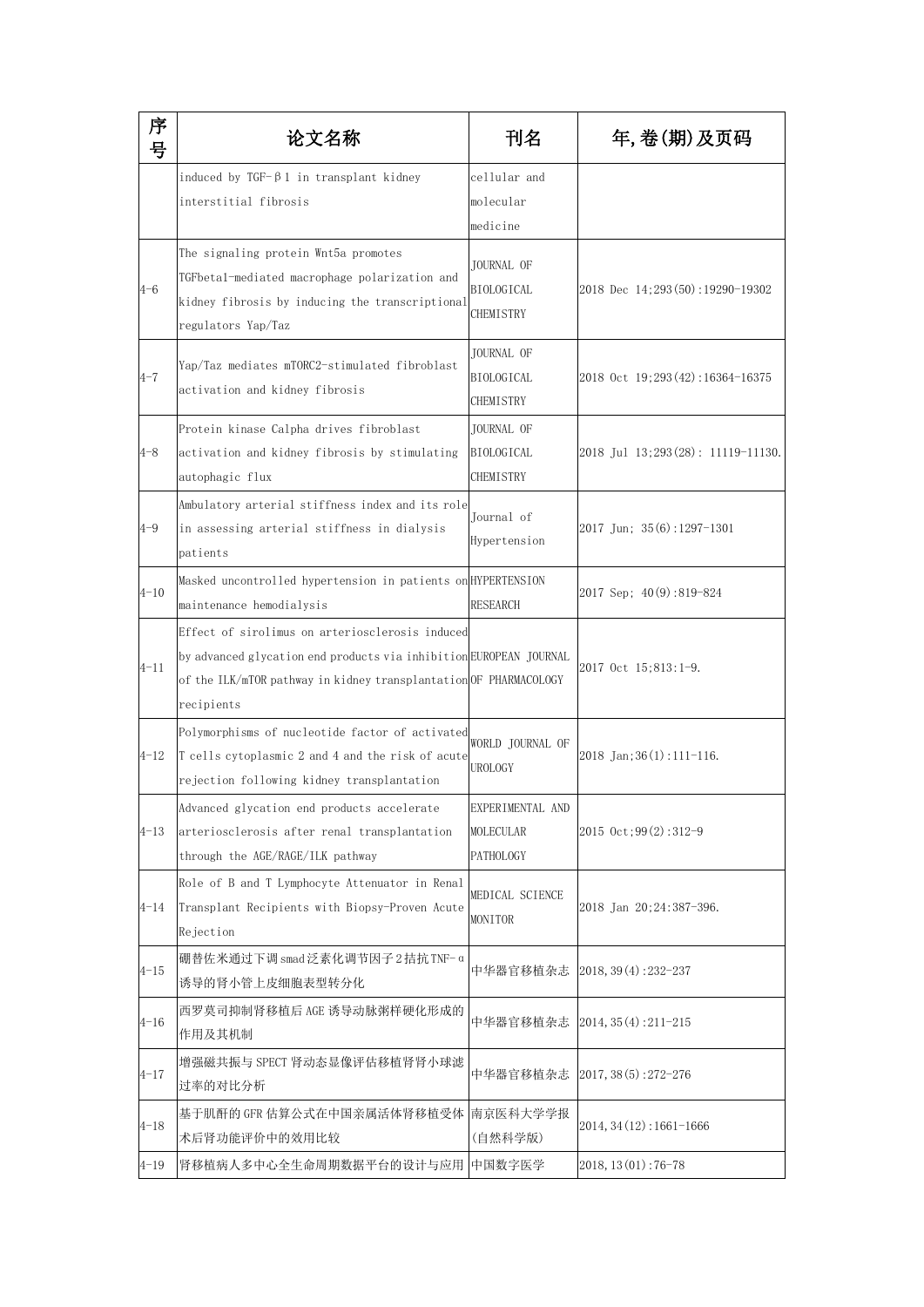| 序号 | 论文名称 | 刊名 | 年,卷(期)及页码 |
| --- | --- | --- | --- |
| | induced by TGF-β1 in transplant kidney interstitial fibrosis | cellular and molecular medicine | |
| 4-6 | The signaling protein Wnt5a promotes TGFbeta1-mediated macrophage polarization and kidney fibrosis by inducing the transcriptional regulators Yap/Taz | JOURNAL OF BIOLOGICAL CHEMISTRY | 2018 Dec 14;293(50):19290-19302 |
| 4-7 | Yap/Taz mediates mTORC2-stimulated fibroblast activation and kidney fibrosis | JOURNAL OF BIOLOGICAL CHEMISTRY | 2018 Oct 19;293(42):16364-16375 |
| 4-8 | Protein kinase Calpha drives fibroblast activation and kidney fibrosis by stimulating autophagic flux | JOURNAL OF BIOLOGICAL CHEMISTRY | 2018 Jul 13;293(28): 11119-11130. |
| 4-9 | Ambulatory arterial stiffness index and its role in assessing arterial stiffness in dialysis patients | Journal of Hypertension | 2017 Jun; 35(6):1297-1301 |
| 4-10 | Masked uncontrolled hypertension in patients on maintenance hemodialysis | HYPERTENSION RESEARCH | 2017 Sep; 40(9):819-824 |
| 4-11 | Effect of sirolimus on arteriosclerosis induced by advanced glycation end products via inhibition of the ILK/mTOR pathway in kidney transplantation recipients | EUROPEAN JOURNAL OF PHARMACOLOGY | 2017 Oct 15;813:1-9. |
| 4-12 | Polymorphisms of nucleotide factor of activated T cells cytoplasmic 2 and 4 and the risk of acute rejection following kidney transplantation | WORLD JOURNAL OF UROLOGY | 2018 Jan;36(1):111-116. |
| 4-13 | Advanced glycation end products accelerate arteriosclerosis after renal transplantation through the AGE/RAGE/ILK pathway | EXPERIMENTAL AND MOLECULAR PATHOLOGY | 2015 Oct;99(2):312-9 |
| 4-14 | Role of B and T Lymphocyte Attenuator in Renal Transplant Recipients with Biopsy-Proven Acute Rejection | MEDICAL SCIENCE MONITOR | 2018 Jan 20;24:387-396. |
| 4-15 | 硼替佐米通过下调smad泛素化调节因子2拮抗TNF-α诱导的肾小管上皮细胞表型转分化 | 中华器官移植杂志 | 2018,39(4):232-237 |
| 4-16 | 西罗莫司抑制肾移植后AGE诱导动脉粥样硬化形成的作用及其机制 | 中华器官移植杂志 | 2014,35(4):211-215 |
| 4-17 | 增强磁共振与SPECT肾动态显像评估移植肾肾小球滤过率的对比分析 | 中华器官移植杂志 | 2017,38(5):272-276 |
| 4-18 | 基于肌酐的GFR估算公式在中国亲属活体肾移植受体术后肾功能评价中的效用比较 | 南京医科大学学报(自然科学版) | 2014,34(12):1661-1666 |
| 4-19 | 肾移植病人多中心全生命周期数据平台的设计与应用 | 中国数字医学 | 2018,13(01):76-78 |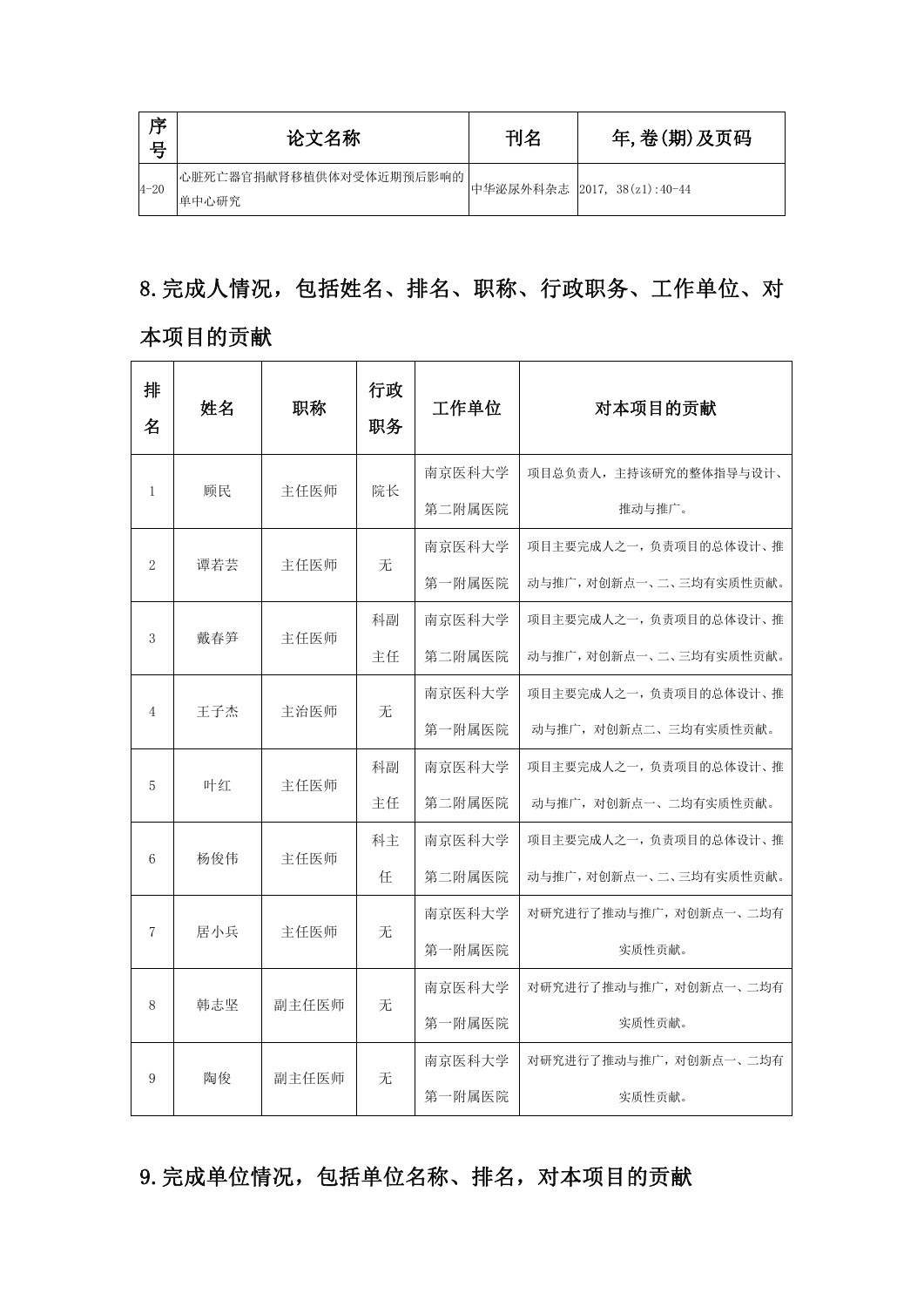| 序号 | 论文名称 | 刊名 | 年,卷(期)及页码 |
| --- | --- | --- | --- |
| 4-20 | 心脏死亡器官捐献肾移植供体对受体近期预后影响的单中心研究 | 中华泌尿外科杂志 | 2017, 38(z1):40-44 |

## 8.完成人情况，包括姓名、排名、职称、行政职务、工作单位、对本项目的贡献

| 排名 | 姓名 | 职称 | 行政职务 | 工作单位 | 对本项目的贡献 |
| --- | --- | --- | --- | --- | --- |
| 1 | 顾民 | 主任医师 | 院长 | 南京医科大学第二附属医院 | 项目总负责人，主持该研究的整体指导与设计、推动与推广。 |
| 2 | 谭若芸 | 主任医师 | 无 | 南京医科大学第一附属医院 | 项目主要完成人之一，负责项目的总体设计、推动与推广，对创新点一、二、三均有实质性贡献。 |
| 3 | 戴春笋 | 主任医师 | 科副主任 | 南京医科大学第二附属医院 | 项目主要完成人之一，负责项目的总体设计、推动与推广，对创新点一、二、三均有实质性贡献。 |
| 4 | 王子杰 | 主治医师 | 无 | 南京医科大学第一附属医院 | 项目主要完成人之一，负责项目的总体设计、推动与推广，对创新点二、三均有实质性贡献。 |
| 5 | 叶红 | 主任医师 | 科副主任 | 南京医科大学第二附属医院 | 项目主要完成人之一，负责项目的总体设计、推动与推广，对创新点一、二均有实质性贡献。 |
| 6 | 杨俊伟 | 主任医师 | 科主任 | 南京医科大学第二附属医院 | 项目主要完成人之一，负责项目的总体设计、推动与推广，对创新点一、二、三均有实质性贡献。 |
| 7 | 居小兵 | 主任医师 | 无 | 南京医科大学第一附属医院 | 对研究进行了推动与推广，对创新点一、二均有实质性贡献。 |
| 8 | 韩志坚 | 副主任医师 | 无 | 南京医科大学第一附属医院 | 对研究进行了推动与推广，对创新点一、二均有实质性贡献。 |
| 9 | 陶俊 | 副主任医师 | 无 | 南京医科大学第一附属医院 | 对研究进行了推动与推广，对创新点一、二均有实质性贡献。 |

## 9.完成单位情况，包括单位名称、排名，对本项目的贡献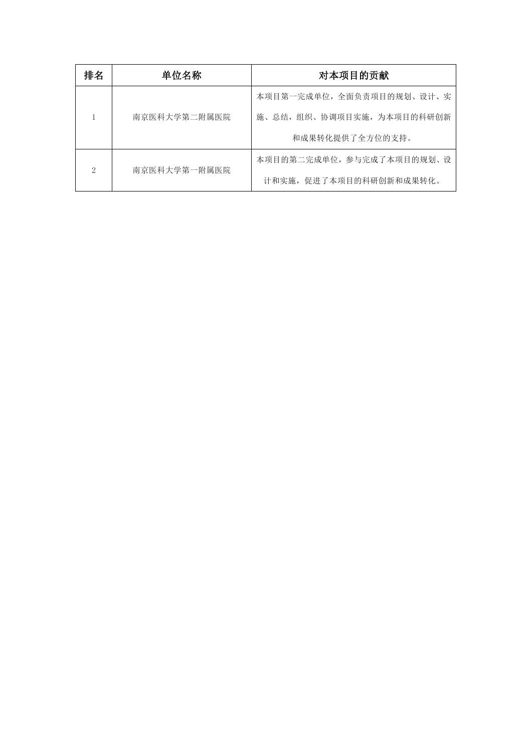| 排名 | 单位名称 | 对本项目的贡献 |
|---|---|---|
| 1 | 南京医科大学第二附属医院 | 本项目第一完成单位，全面负责项目的规划、设计、实施、总结，组织、协调项目实施，为本项目的科研创新和成果转化提供了全方位的支持。 |
| 2 | 南京医科大学第一附属医院 | 本项目的第二完成单位，参与完成了本项目的规划、设计和实施，促进了本项目的科研创新和成果转化。 |